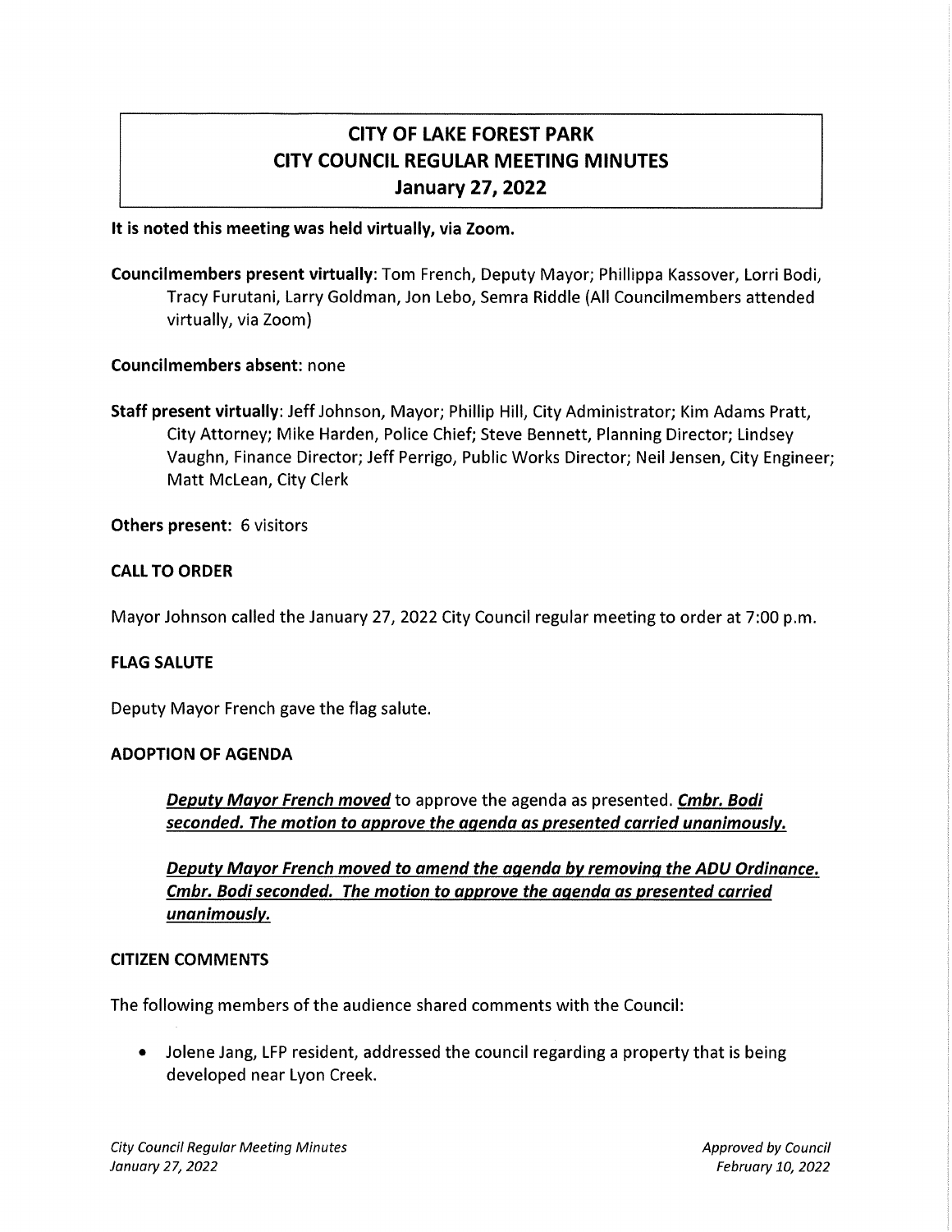# CITY OF LAKE FOREST PARK
# CITY COUNCIL REGULAR MEETING MINUTES
# January 27, 2022

**It is noted this meeting was held virtually, via Zoom.**

**Councilmembers present virtually**: Tom French, Deputy Mayor; Phillippa Kassover, Lorri Bodi, Tracy Furutani, Larry Goldman, Jon Lebo, Semra Riddle (All Councilmembers attended virtually, via Zoom)

**Councilmembers absent**: none

**Staff present virtually**: Jeff Johnson, Mayor; Phillip Hill, City Administrator; Kim Adams Pratt, City Attorney; Mike Harden, Police Chief; Steve Bennett, Planning Director; Lindsey Vaughn, Finance Director; Jeff Perrigo, Public Works Director; Neil Jensen, City Engineer; Matt McLean, City Clerk

**Others present:** 6 visitors

**CALL TO ORDER**

Mayor Johnson called the January 27, 2022 City Council regular meeting to order at 7:00 p.m.

**FLAG SALUTE**

Deputy Mayor French gave the flag salute.

**ADOPTION OF AGENDA**

> ***Deputy Mayor French moved*** to approve the agenda as presented. ***Cmbr. Bodi seconded. The motion to approve the agenda as presented carried unanimously.***
>
> ***Deputy Mayor French moved to amend the agenda by removing the ADU Ordinance. Cmbr. Bodi seconded. The motion to approve the agenda as presented carried unanimously.***

**CITIZEN COMMENTS**

The following members of the audience shared comments with the Council:

- Jolene Jang, LFP resident, addressed the council regarding a property that is being developed near Lyon Creek.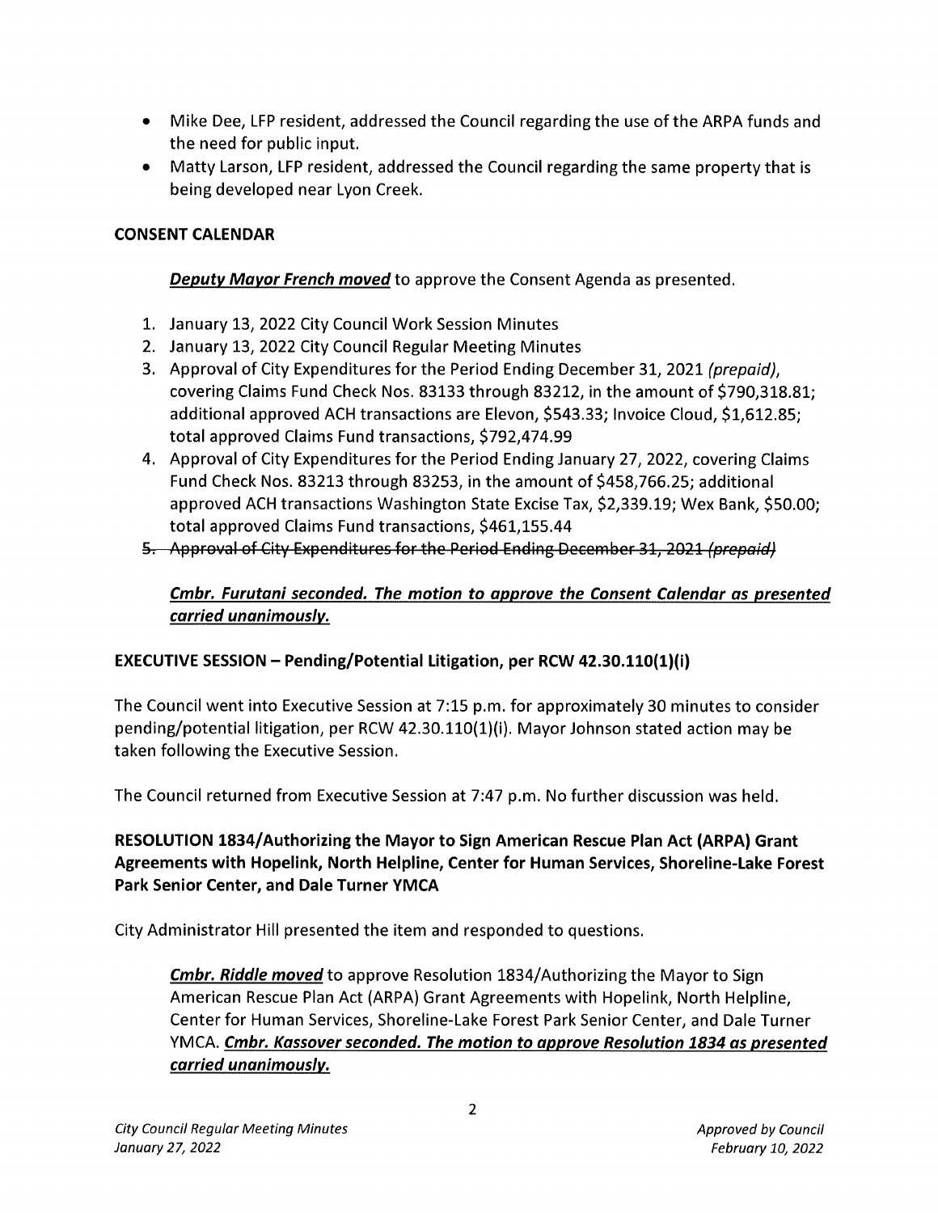- Mike Dee, LFP resident, addressed the Council regarding the use of the ARPA funds and the need for public input.
- Matty Larson, LFP resident, addressed the Council regarding the same property that is being developed near Lyon Creek.

**CONSENT CALENDAR**

> ***Deputy Mayor French moved*** to approve the Consent Agenda as presented.

1. January 13, 2022 City Council Work Session Minutes
2. January 13, 2022 City Council Regular Meeting Minutes
3. Approval of City Expenditures for the Period Ending December 31, 2021 *(prepaid)*, covering Claims Fund Check Nos. 83133 through 83212, in the amount of $790,318.81; additional approved ACH transactions are Elevon, $543.33; Invoice Cloud, $1,612.85; total approved Claims Fund transactions, $792,474.99
4. Approval of City Expenditures for the Period Ending January 27, 2022, covering Claims Fund Check Nos. 83213 through 83253, in the amount of $458,766.25; additional approved ACH transactions Washington State Excise Tax, $2,339.19; Wex Bank, $50.00; total approved Claims Fund transactions, $461,155.44
5. ~~Approval of City Expenditures for the Period Ending December 31, 2021 *(prepaid)*~~

> ***Cmbr. Furutani seconded. The motion to approve the Consent Calendar as presented carried unanimously.***

**EXECUTIVE SESSION – Pending/Potential Litigation, per RCW 42.30.110(1)(i)**

The Council went into Executive Session at 7:15 p.m. for approximately 30 minutes to consider pending/potential litigation, per RCW 42.30.110(1)(i). Mayor Johnson stated action may be taken following the Executive Session.

The Council returned from Executive Session at 7:47 p.m. No further discussion was held.

**RESOLUTION 1834/Authorizing the Mayor to Sign American Rescue Plan Act (ARPA) Grant Agreements with Hopelink, North Helpline, Center for Human Services, Shoreline-Lake Forest Park Senior Center, and Dale Turner YMCA**

City Administrator Hill presented the item and responded to questions.

> ***Cmbr. Riddle moved*** to approve Resolution 1834/Authorizing the Mayor to Sign American Rescue Plan Act (ARPA) Grant Agreements with Hopelink, North Helpline, Center for Human Services, Shoreline-Lake Forest Park Senior Center, and Dale Turner YMCA. ***Cmbr. Kassover seconded. The motion to approve Resolution 1834 as presented carried unanimously.***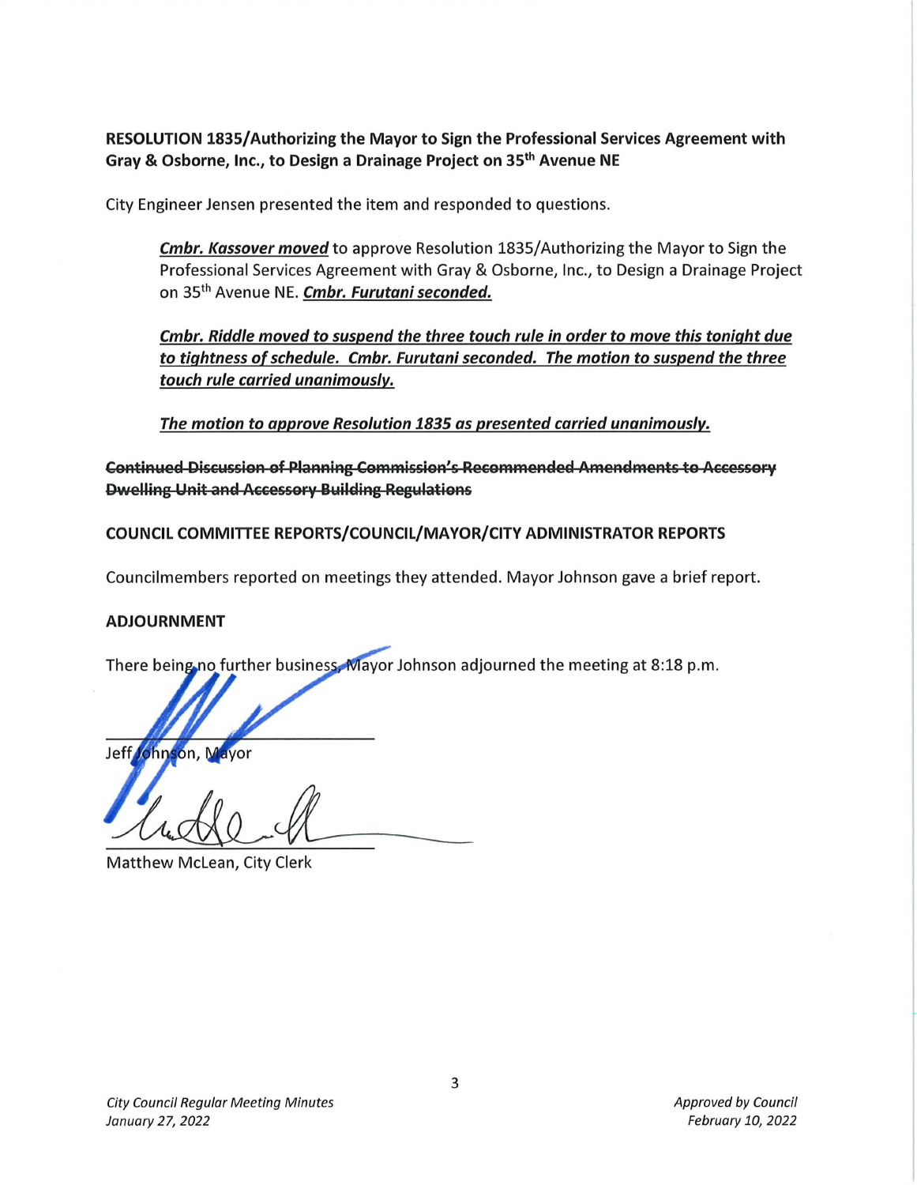**RESOLUTION 1835/Authorizing the Mayor to Sign the Professional Services Agreement with Gray & Osborne, Inc., to Design a Drainage Project on 35th Avenue NE**

City Engineer Jensen presented the item and responded to questions.

> ***Cmbr. Kassover moved*** to approve Resolution 1835/Authorizing the Mayor to Sign the Professional Services Agreement with Gray & Osborne, Inc., to Design a Drainage Project on 35th Avenue NE. ***Cmbr. Furutani seconded.***
>
> ***Cmbr. Riddle moved to suspend the three touch rule in order to move this tonight due to tightness of schedule. Cmbr. Furutani seconded. The motion to suspend the three touch rule carried unanimously.***
>
> ***The motion to approve Resolution 1835 as presented carried unanimously.***

~~**Continued Discussion of Planning Commission's Recommended Amendments to Accessory Dwelling Unit and Accessory Building Regulations**~~

**COUNCIL COMMITTEE REPORTS/COUNCIL/MAYOR/CITY ADMINISTRATOR REPORTS**

Councilmembers reported on meetings they attended. Mayor Johnson gave a brief report.

**ADJOURNMENT**

There being no further business, Mayor Johnson adjourned the meeting at 8:18 p.m.

Jeff Johnson, Mayor

Matthew McLean, City Clerk

*City Council Regular Meeting Minutes*
*January 27, 2022*

*Approved by Council*
*February 10, 2022*